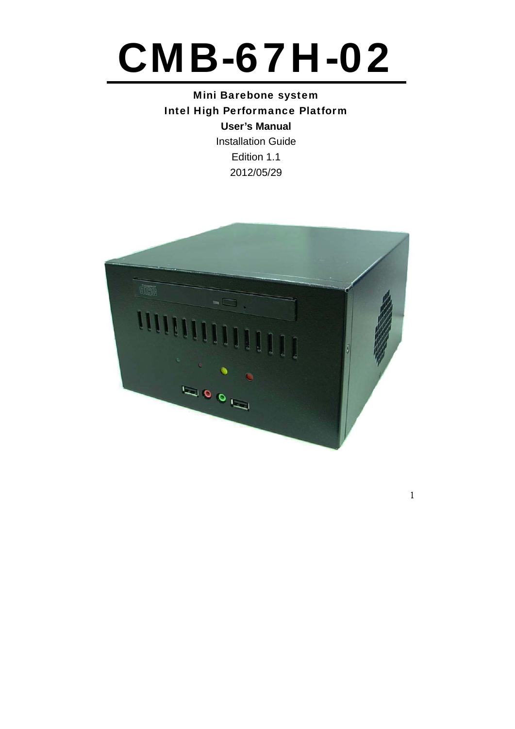# CMB-67H-02

**Mini Barebone system**
**Intel High Performance Platform**
**User's Manual**
Installation Guide
Edition 1.1
2012/05/29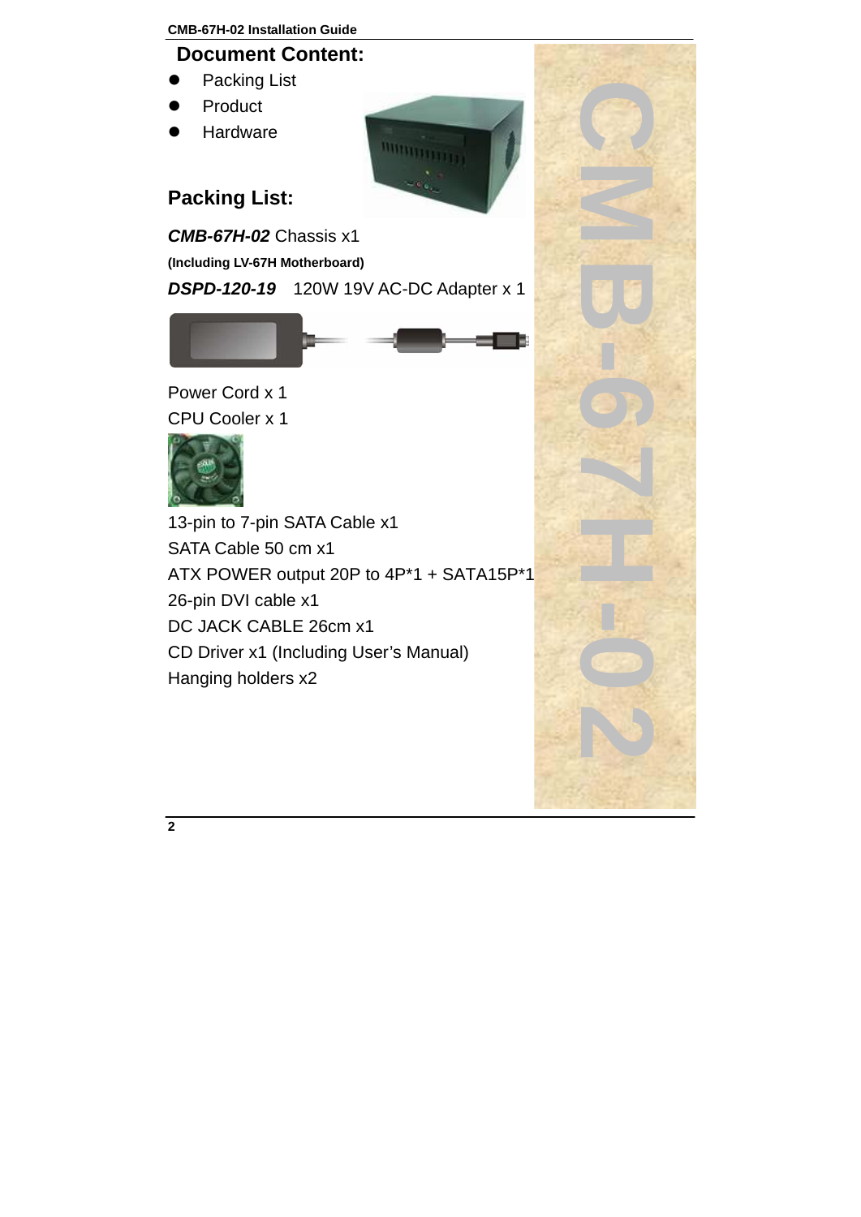## Document Content:

- Packing List
- Product
- Hardware

## Packing List:

***CMB-67H-02*** Chassis x1

**(Including LV-67H Motherboard)**

***DSPD-120-19*** 120W 19V AC-DC Adapter x 1

Power Cord x 1

CPU Cooler x 1

13-pin to 7-pin SATA Cable x1

SATA Cable 50 cm x1

ATX POWER output 20P to 4P*1 + SATA15P*1

26-pin DVI cable x1

DC JACK CABLE 26cm x1

CD Driver x1 (Including User's Manual)

Hanging holders x2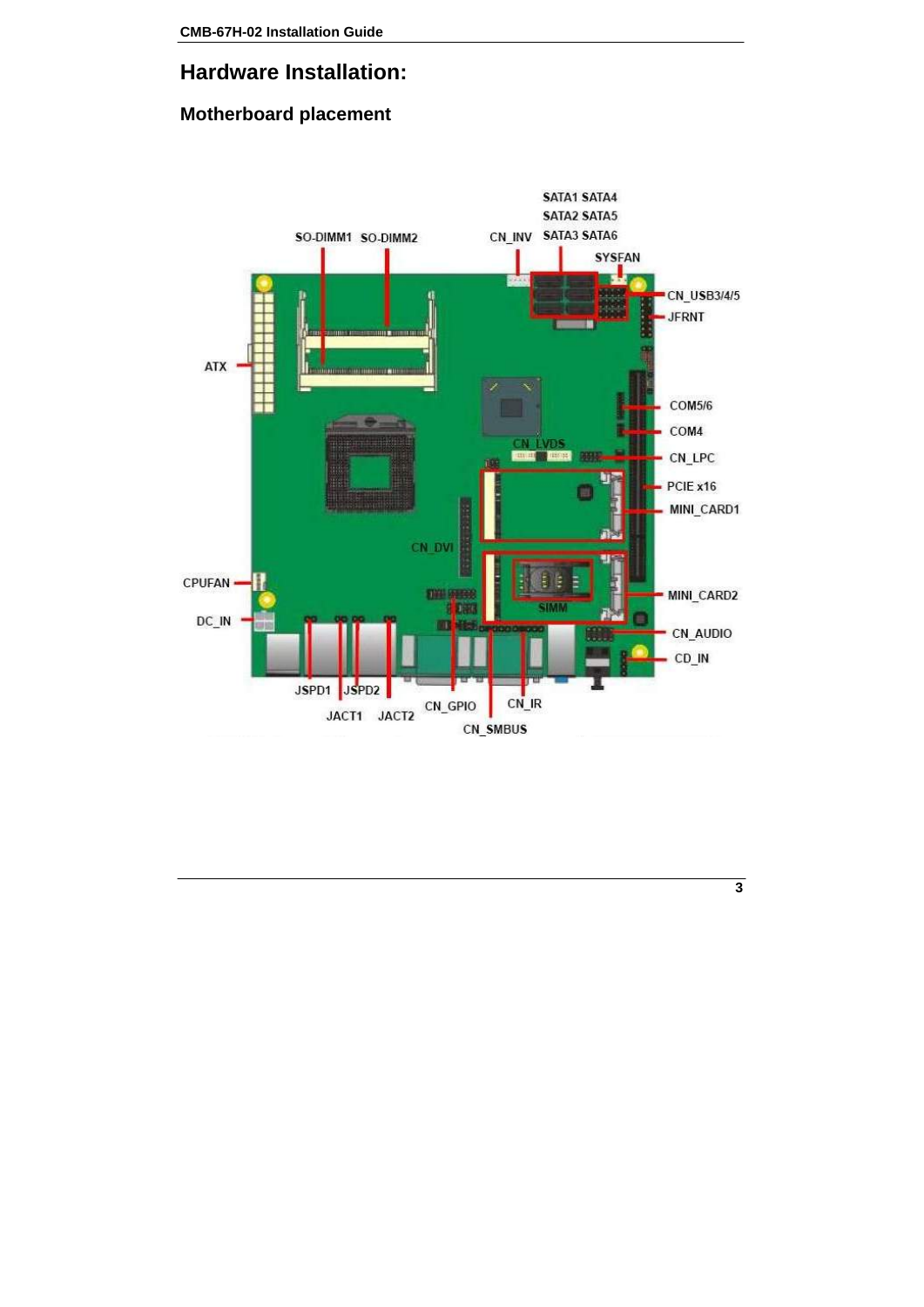# Hardware Installation:

## Motherboard placement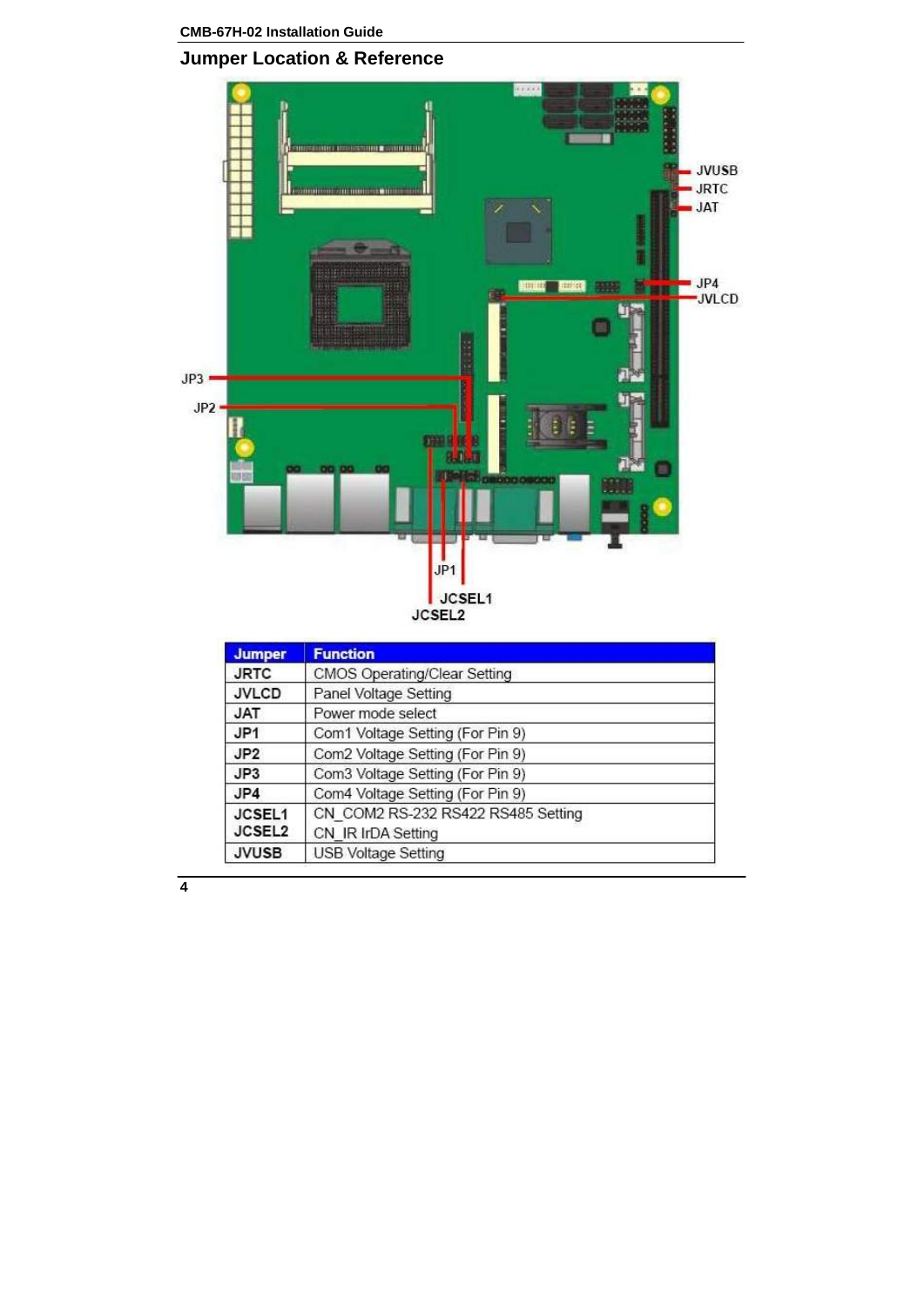## Jumper Location & Reference

| Jumper | Function |
|---|---|
| JRTC | CMOS Operating/Clear Setting |
| JVLCD | Panel Voltage Setting |
| JAT | Power mode select |
| JP1 | Com1 Voltage Setting (For Pin 9) |
| JP2 | Com2 Voltage Setting (For Pin 9) |
| JP3 | Com3 Voltage Setting (For Pin 9) |
| JP4 | Com4 Voltage Setting (For Pin 9) |
| JCSEL1<br>JCSEL2 | CN_COM2 RS-232 RS422 RS485 Setting<br>CN_IR IrDA Setting |
| JVUSB | USB Voltage Setting |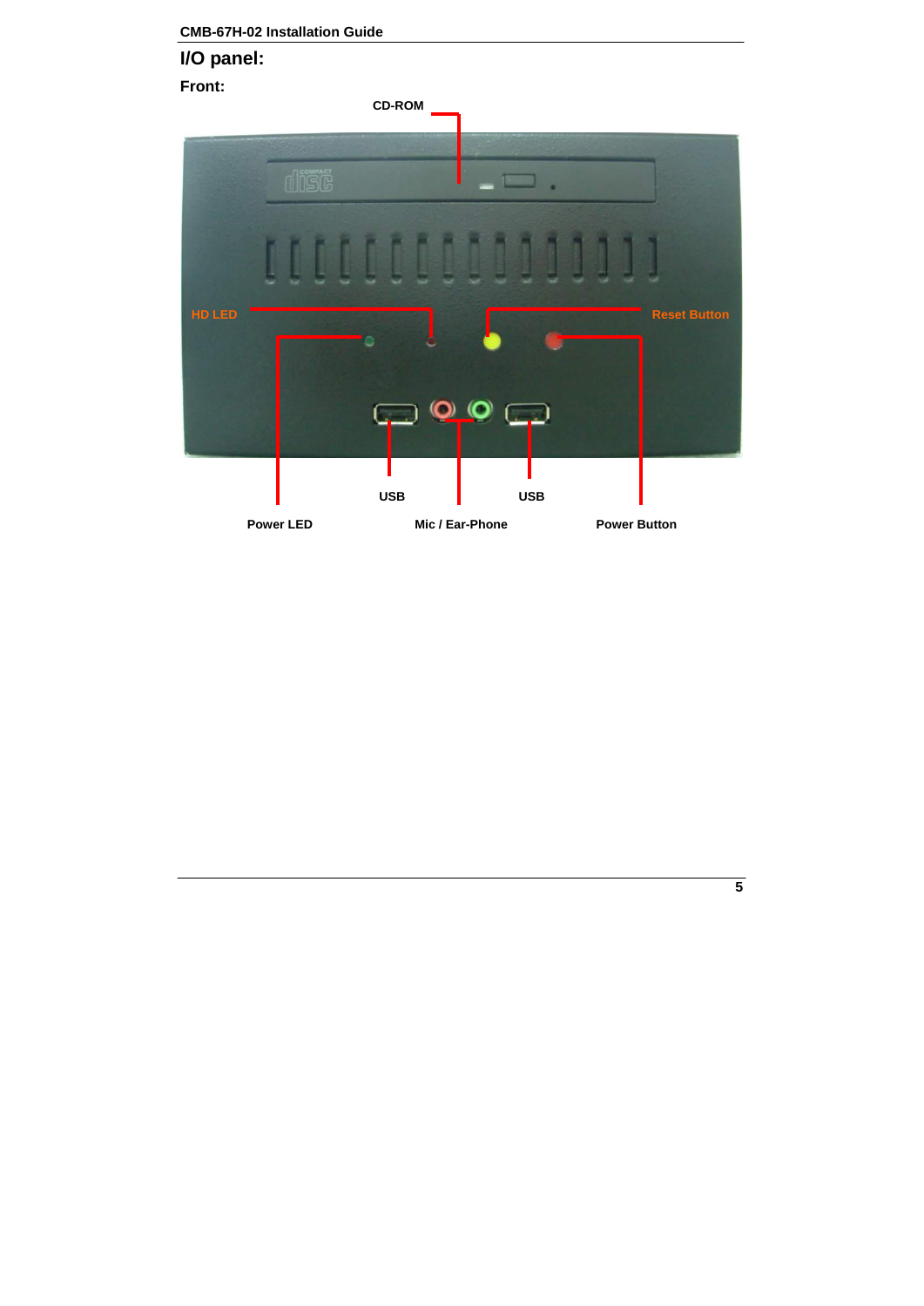## I/O panel:

### Front:

CD-ROM

HD LED

Reset Button

Power LED

USB

Mic / Ear-Phone

USB

Power Button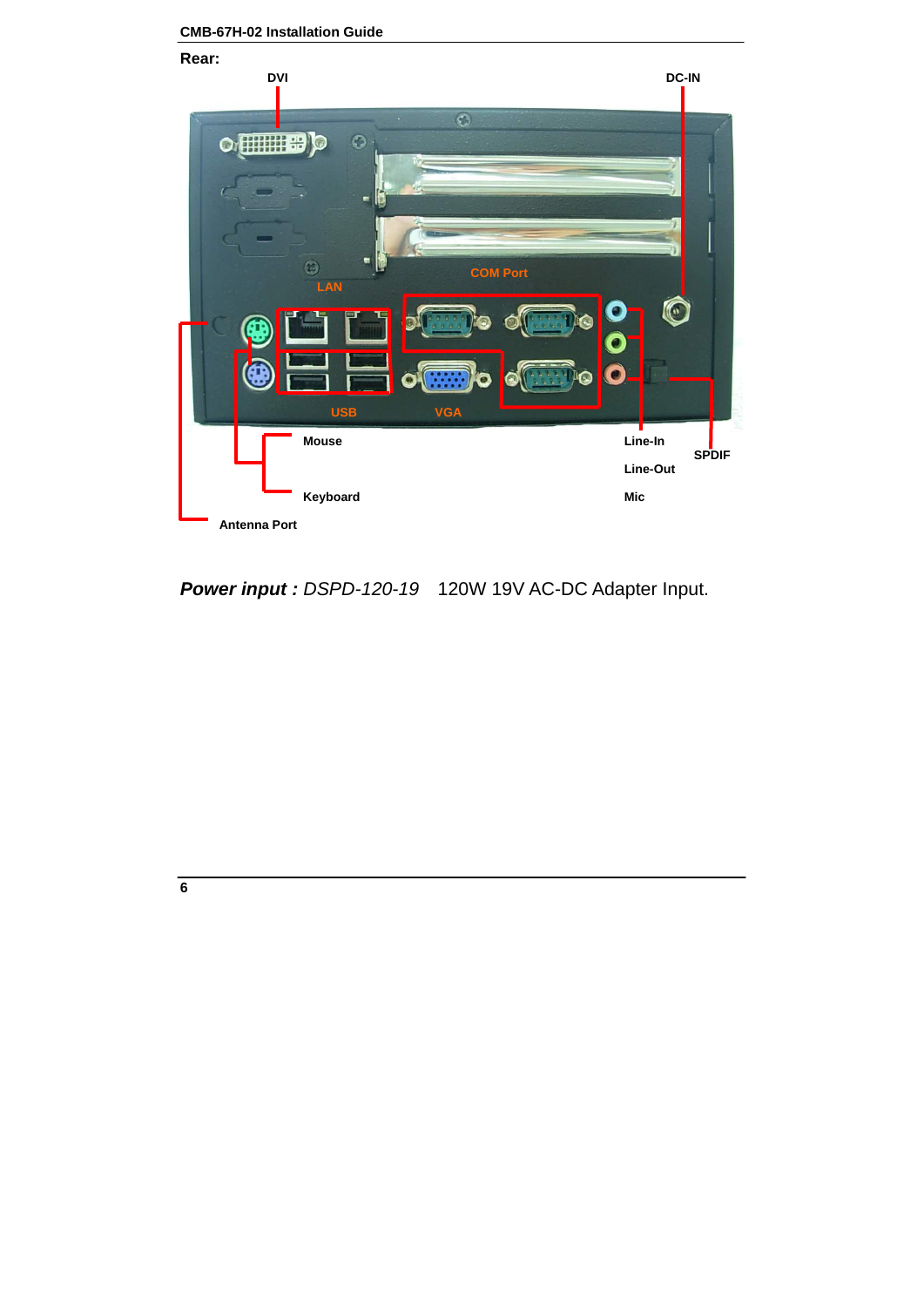**Rear:**

DVI

DC-IN

LAN

COM Port

USB

VGA

Mouse

Keyboard

Antenna Port

Line-In

Line-Out

Mic

SPDIF

***Power input :*** *DSPD-120-19* 120W 19V AC-DC Adapter Input.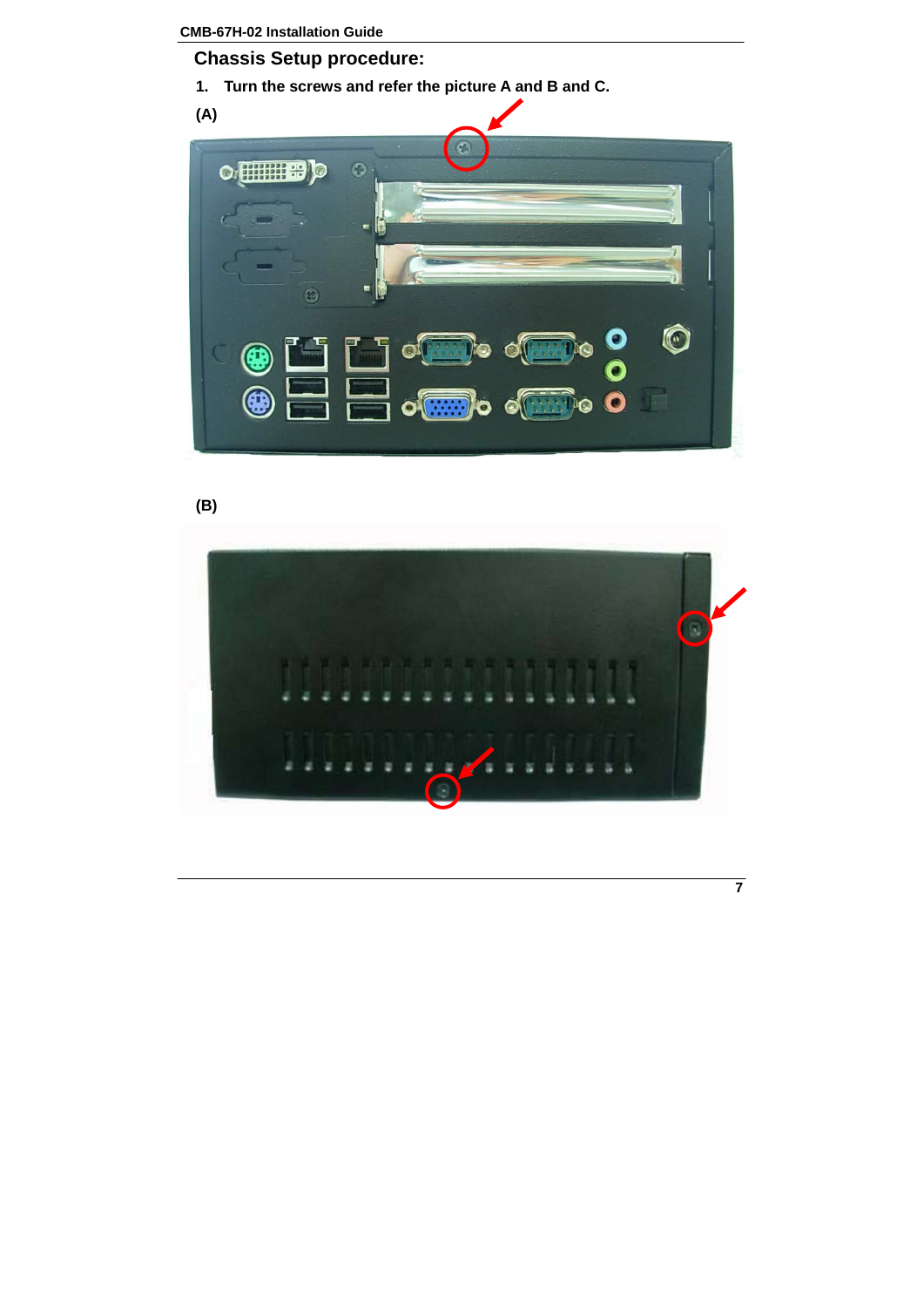## Chassis Setup procedure:

1. Turn the screws and refer the picture A and B and C.

(A)

(B)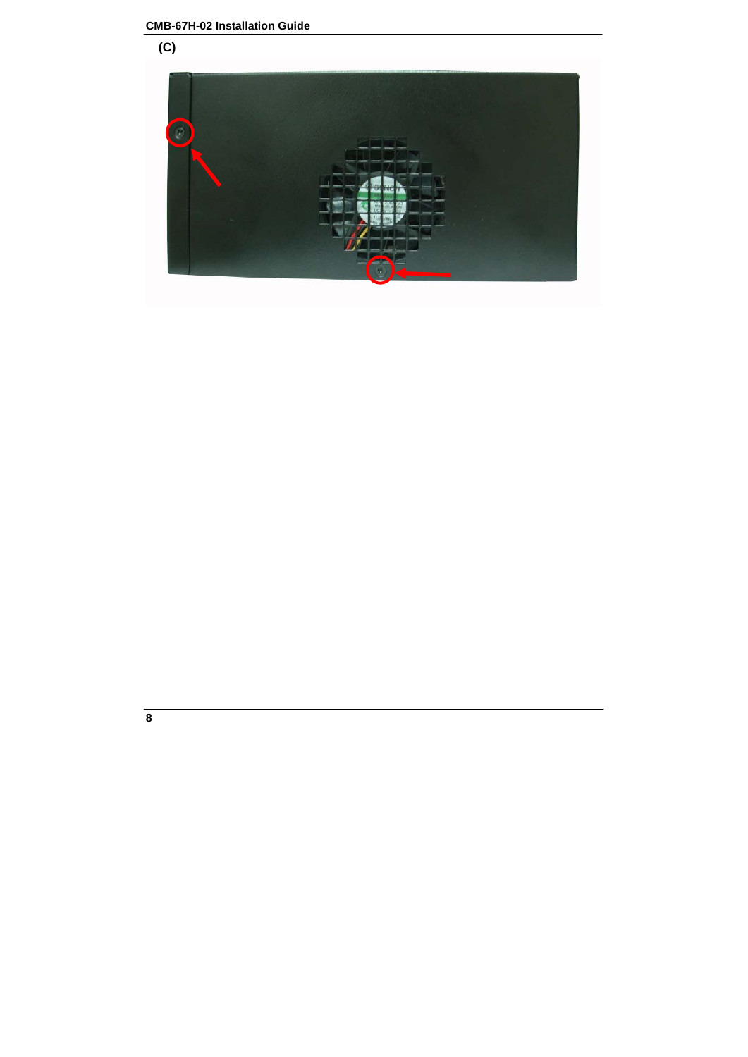(C)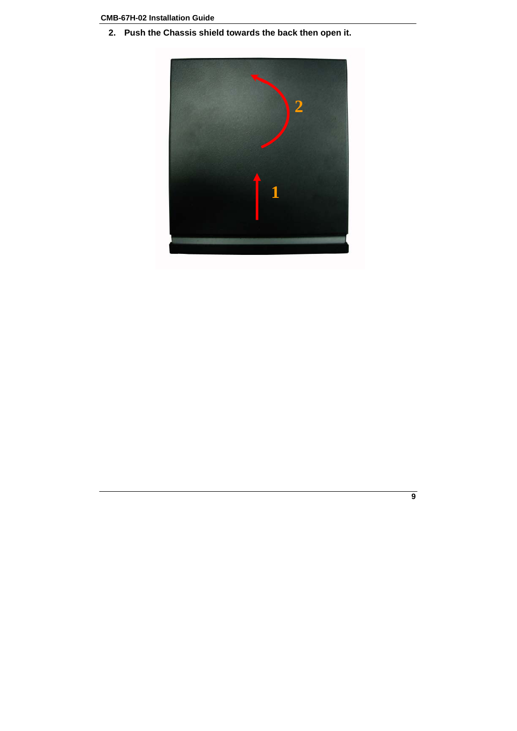2. **Push the Chassis shield towards the back then open it.**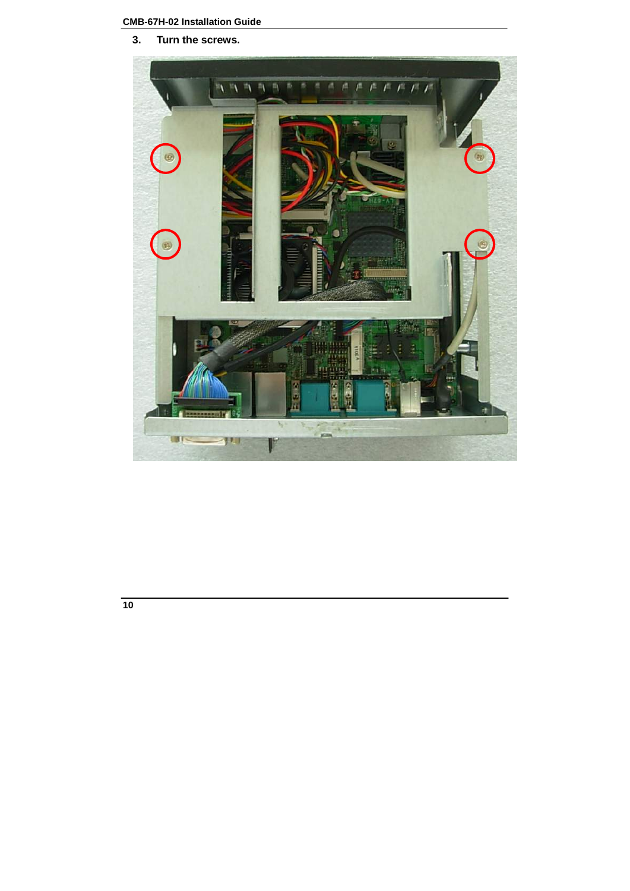3. **Turn the screws.**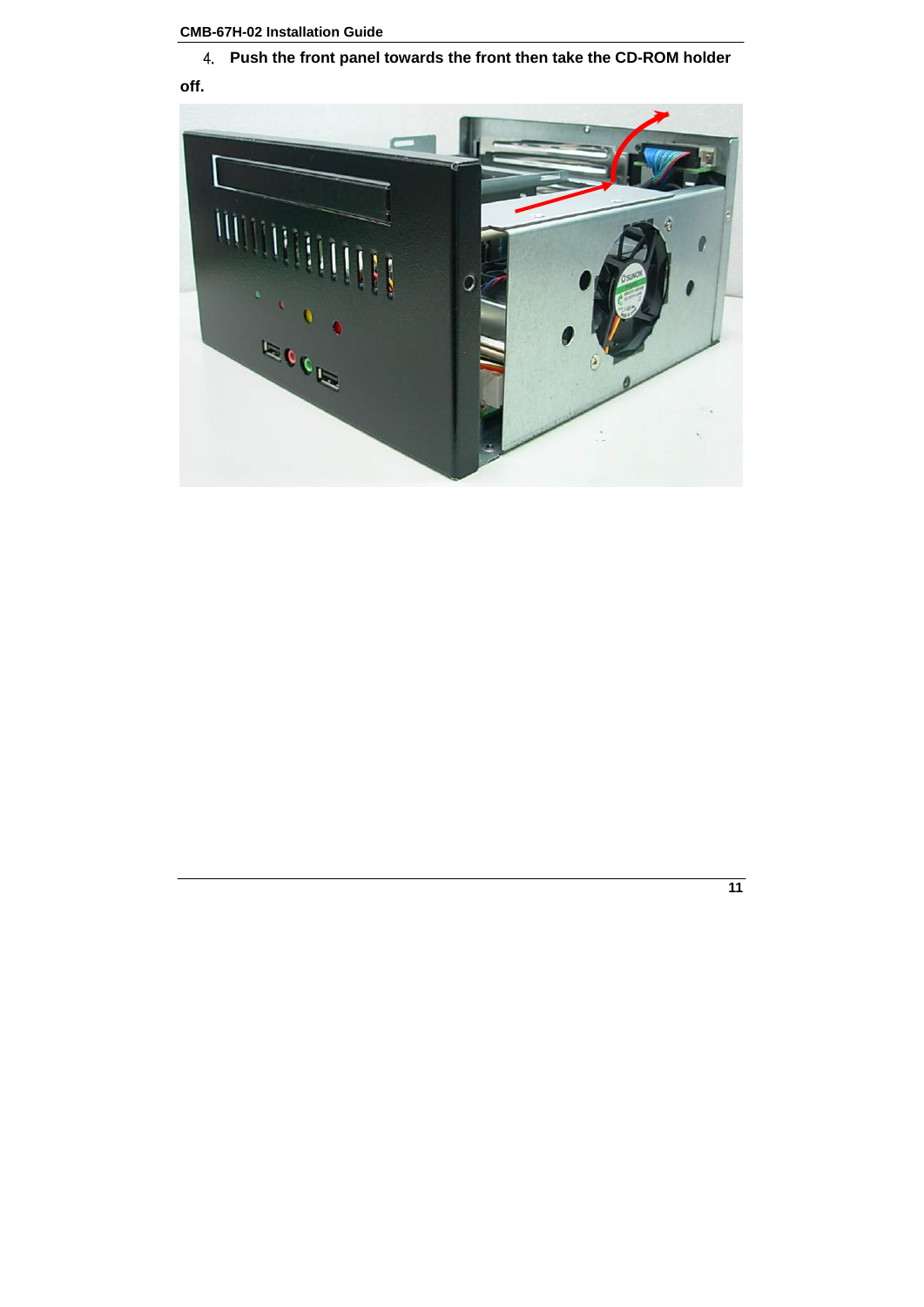4. **Push the front panel towards the front then take the CD-ROM holder off.**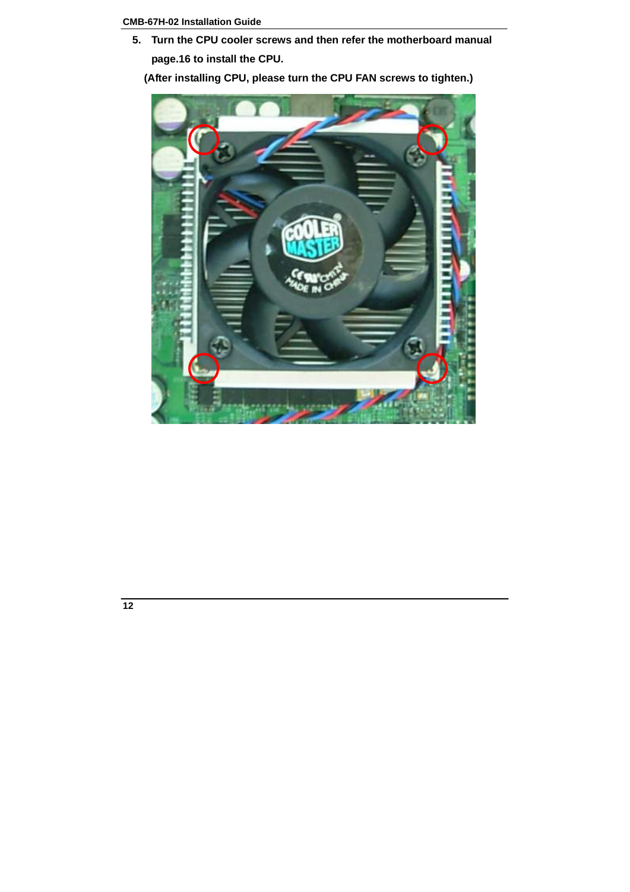5. **Turn the CPU cooler screws and then refer the motherboard manual page.16 to install the CPU.**

**(After installing CPU, please turn the CPU FAN screws to tighten.)**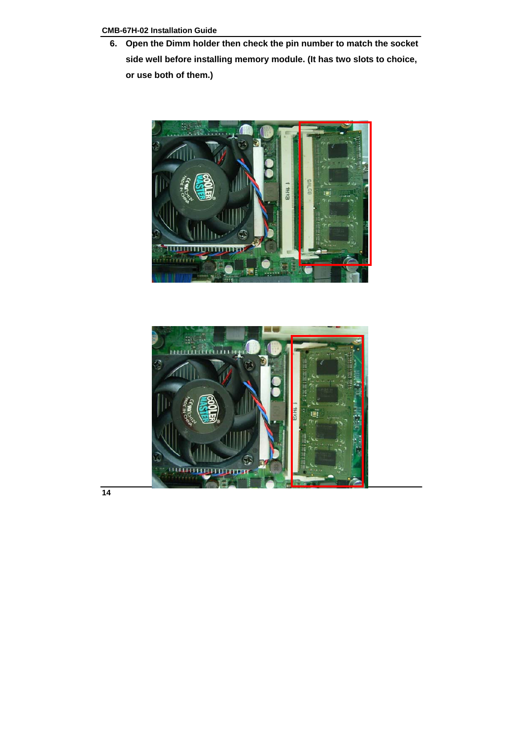6. **Open the Dimm holder then check the pin number to match the socket side well before installing memory module. (It has two slots to choice, or use both of them.)**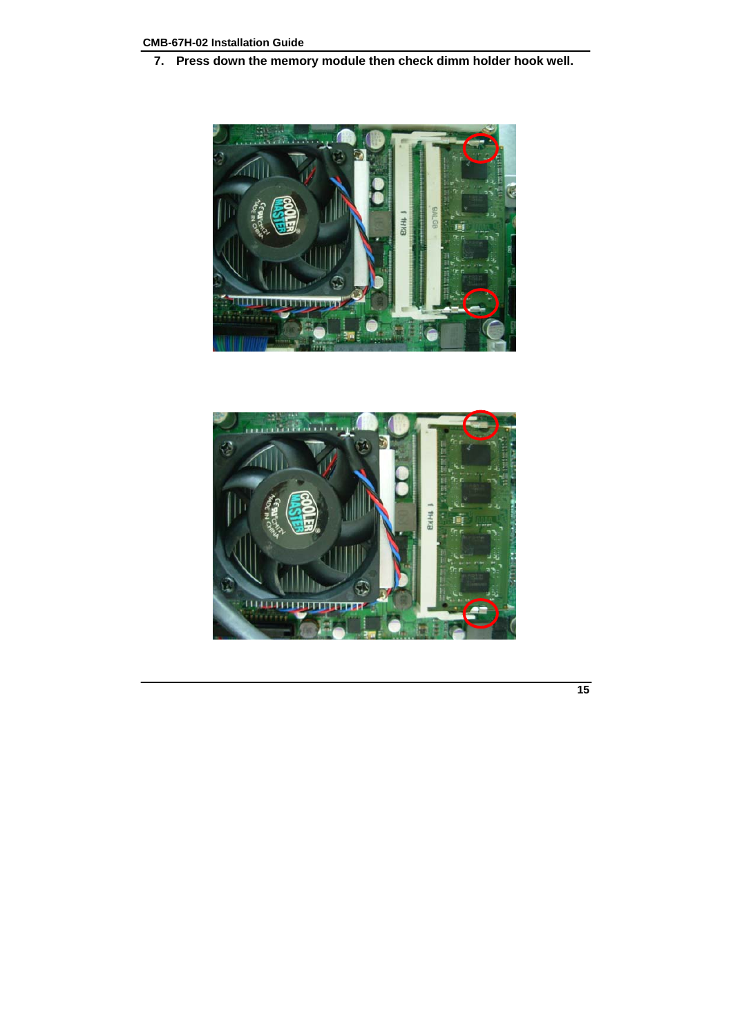7. **Press down the memory module then check dimm holder hook well.**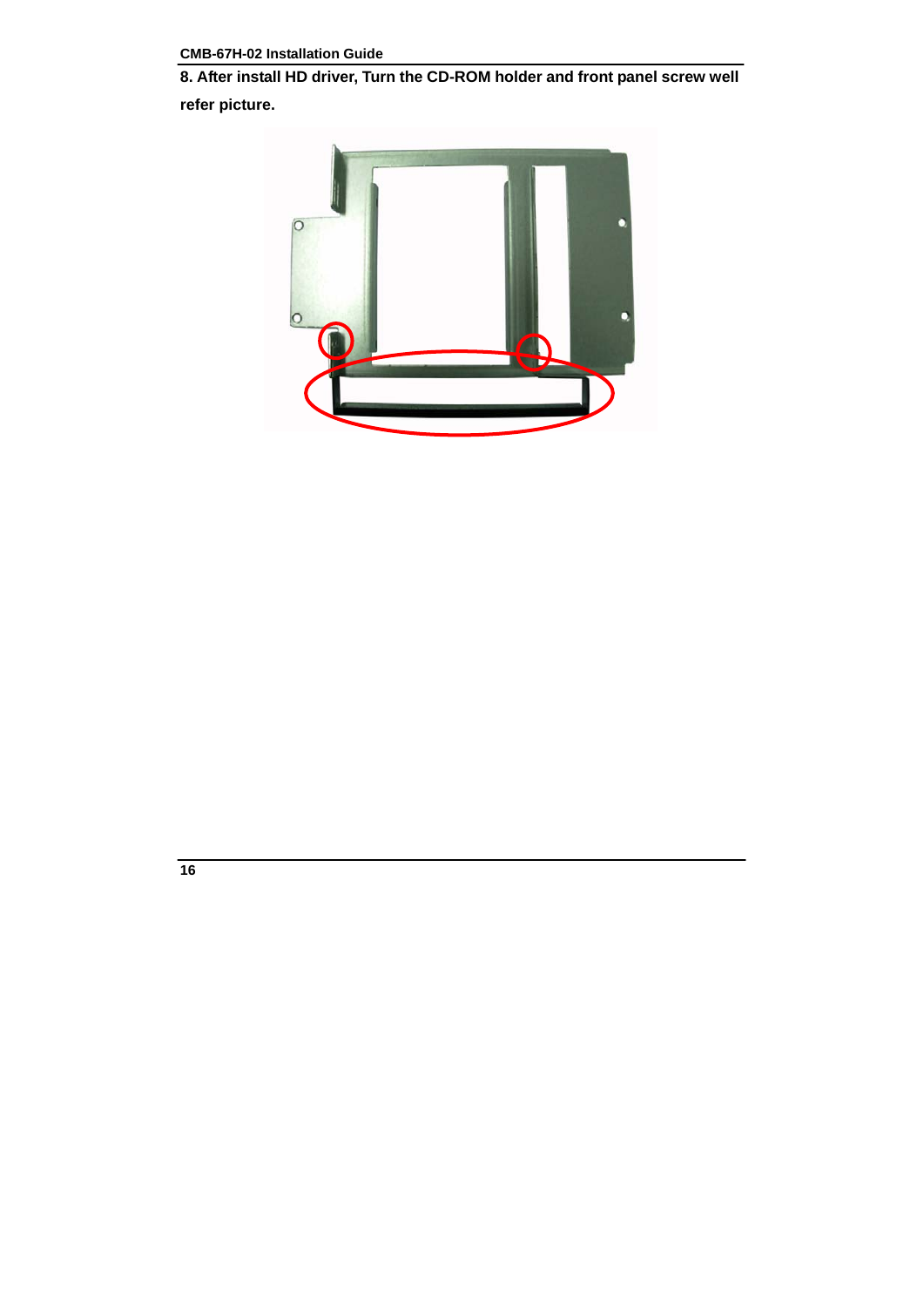**8. After install HD driver, Turn the CD-ROM holder and front panel screw well refer picture.**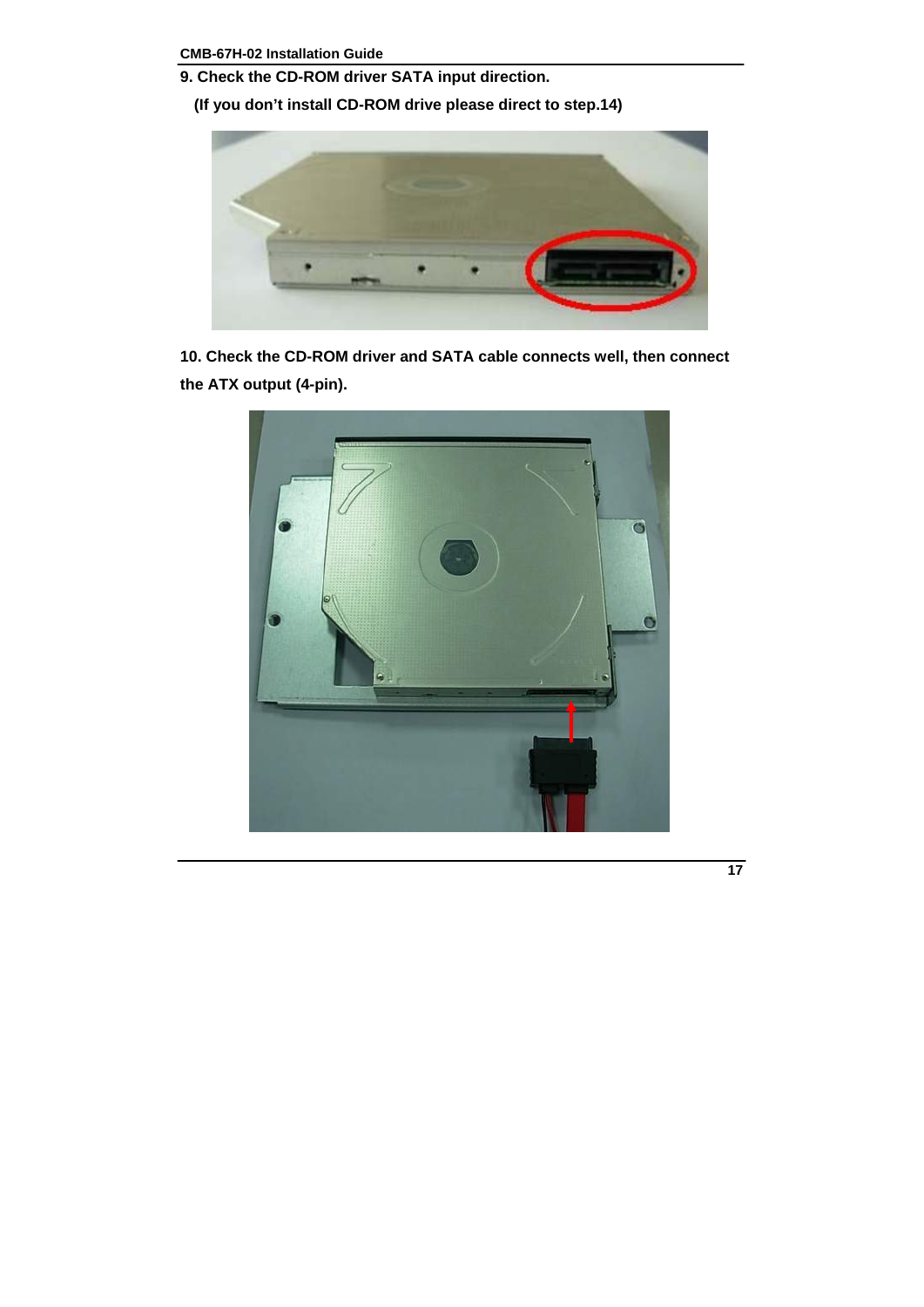9. Check the CD-ROM driver SATA input direction.

(If you don't install CD-ROM drive please direct to step.14)

10. Check the CD-ROM driver and SATA cable connects well, then connect the ATX output (4-pin).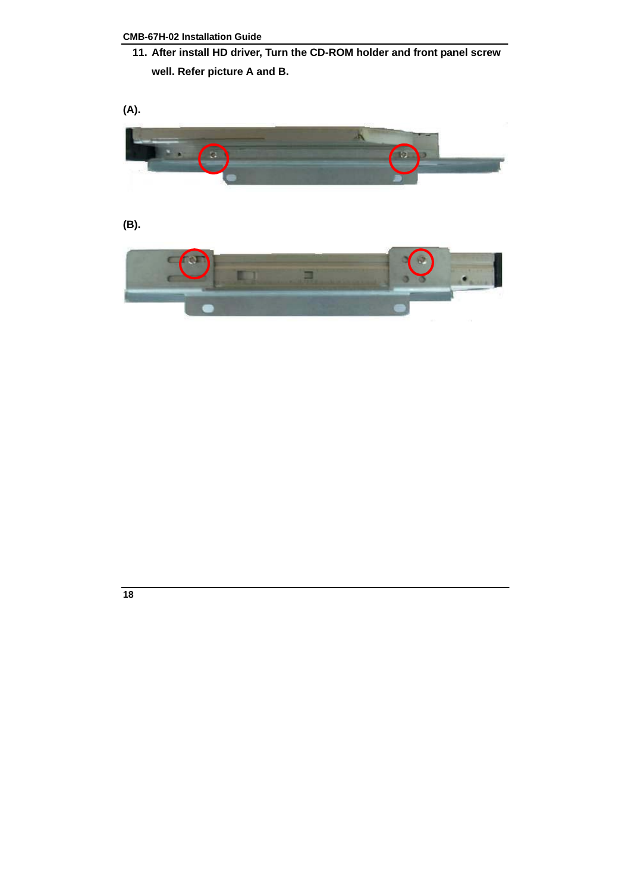11. After install HD driver, Turn the CD-ROM holder and front panel screw well. Refer picture A and B.

(A).

(B).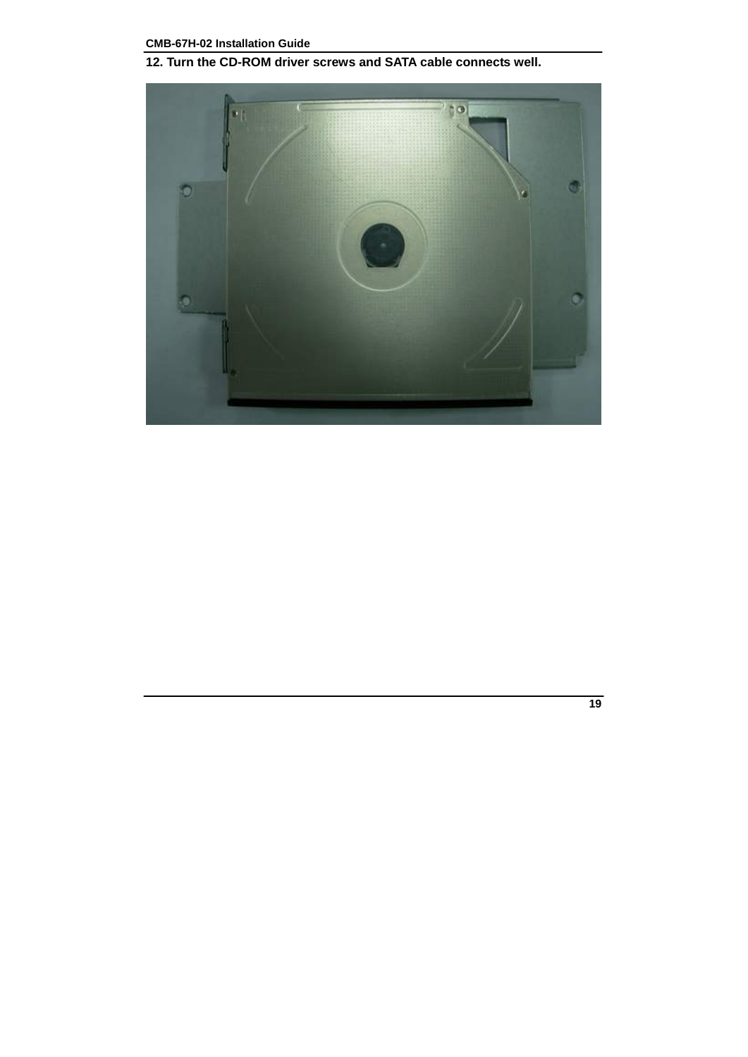**12. Turn the CD-ROM driver screws and SATA cable connects well.**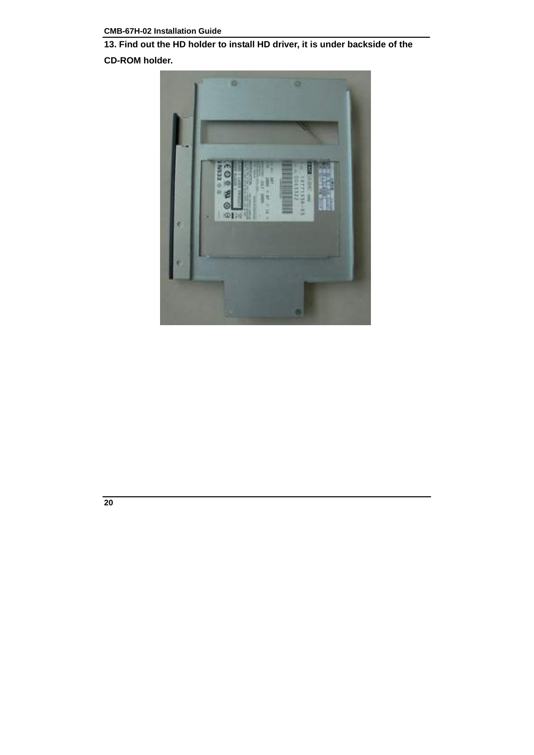**13. Find out the HD holder to install HD driver, it is under backside of the CD-ROM holder.**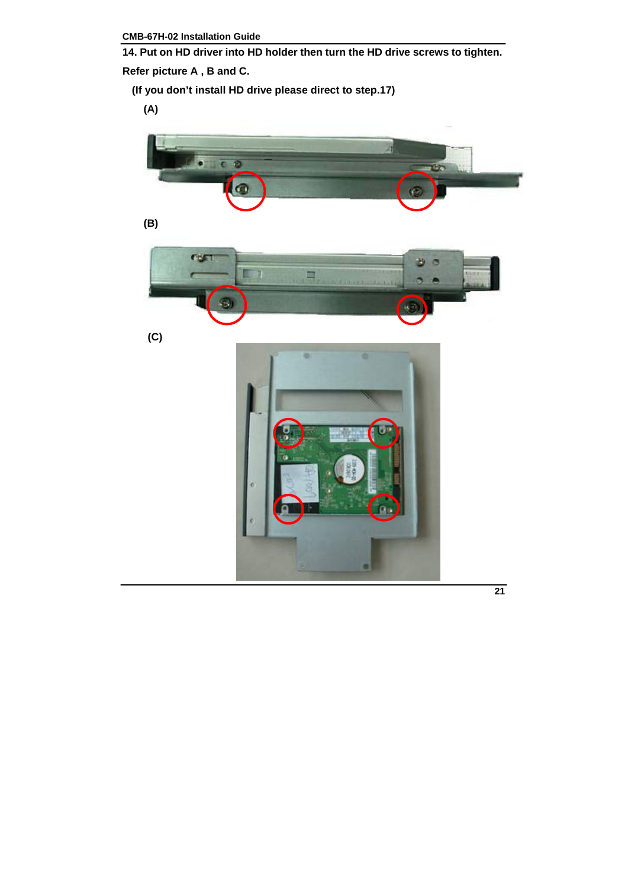**14. Put on HD driver into HD holder then turn the HD drive screws to tighten.**

**Refer picture A , B and C.**

**(If you don't install HD drive please direct to step.17)**

**(A)**

**(B)**

**(C)**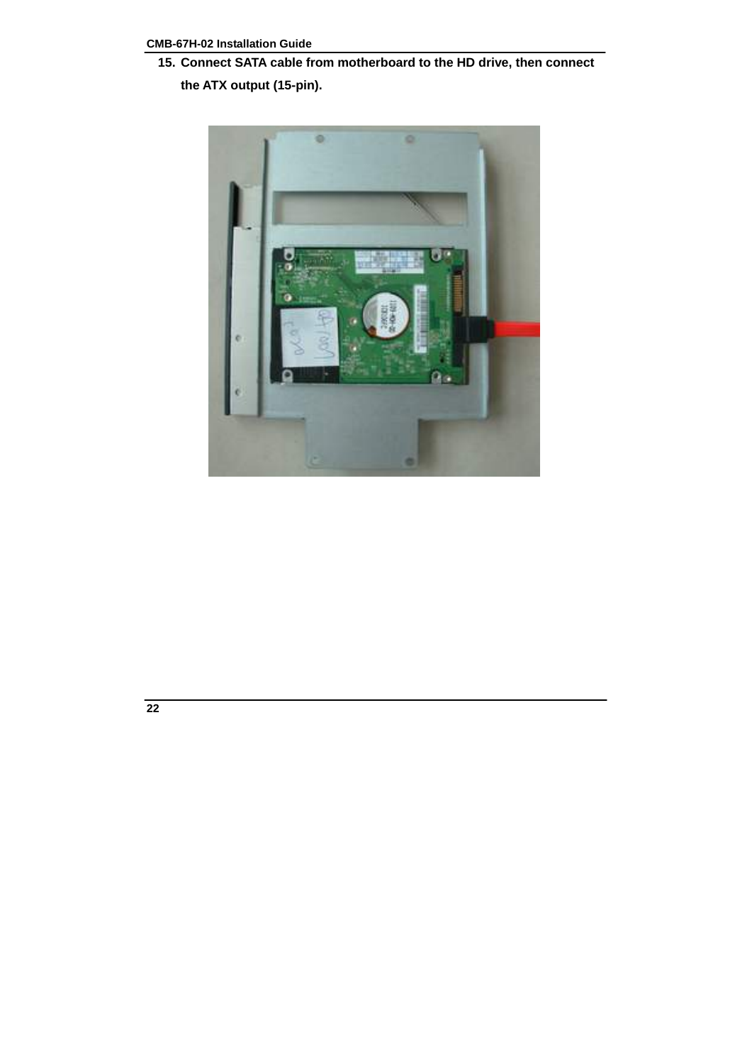15. **Connect SATA cable from motherboard to the HD drive, then connect the ATX output (15-pin).**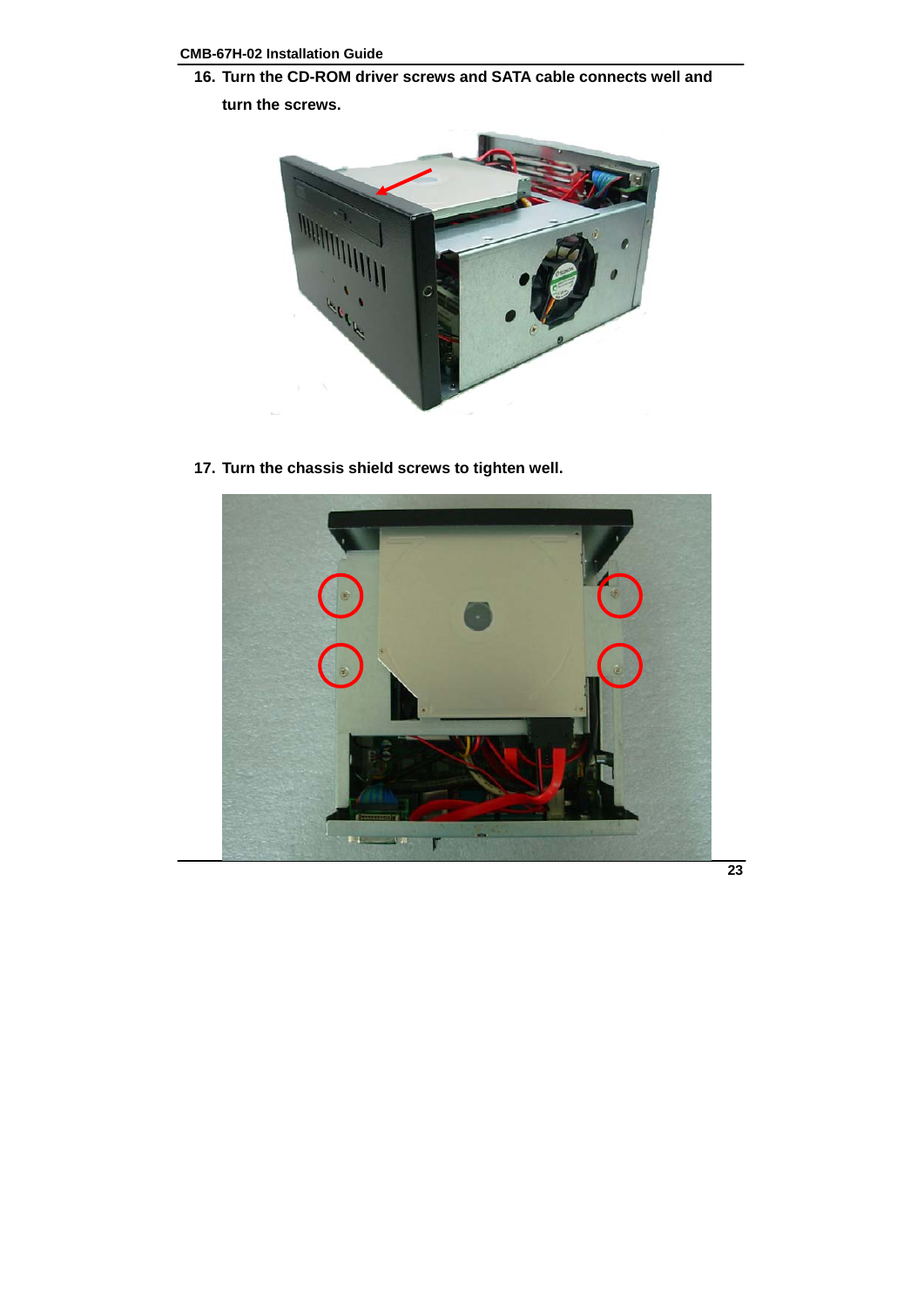16. Turn the CD-ROM driver screws and SATA cable connects well and turn the screws.

17. Turn the chassis shield screws to tighten well.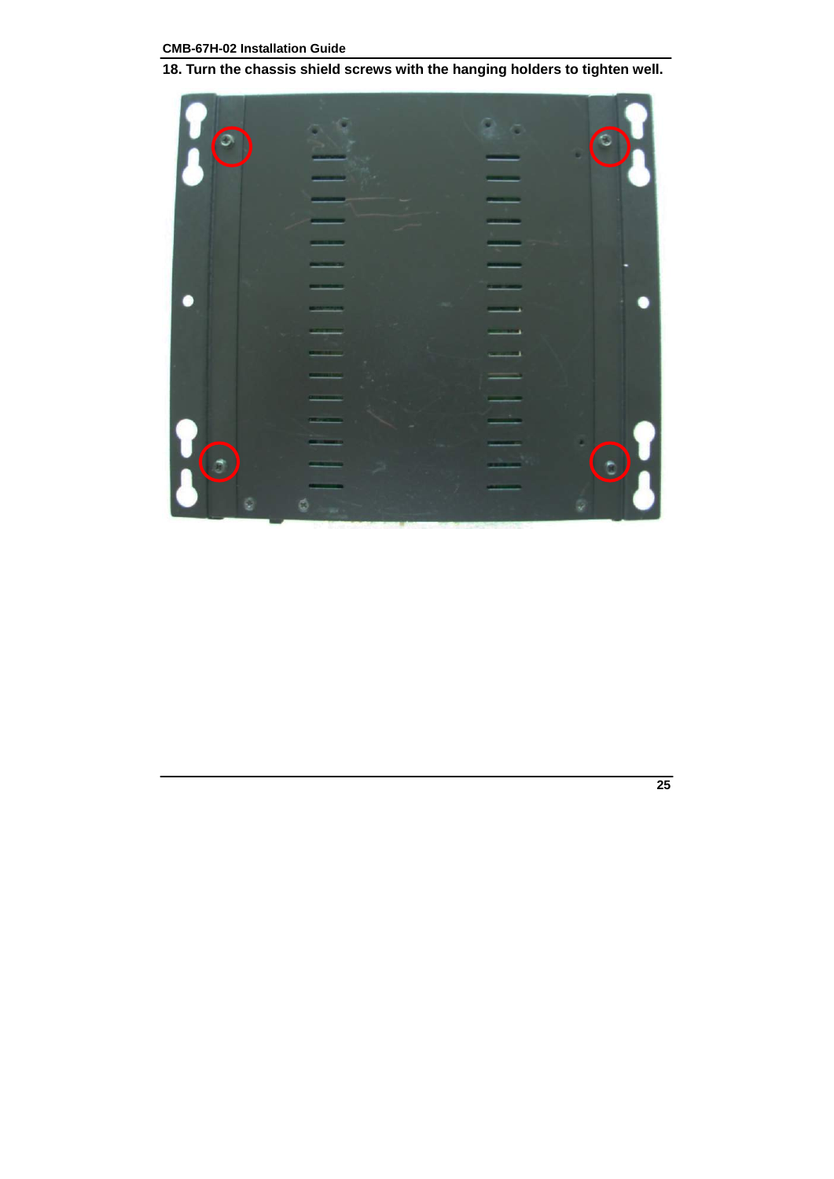18. Turn the chassis shield screws with the hanging holders to tighten well.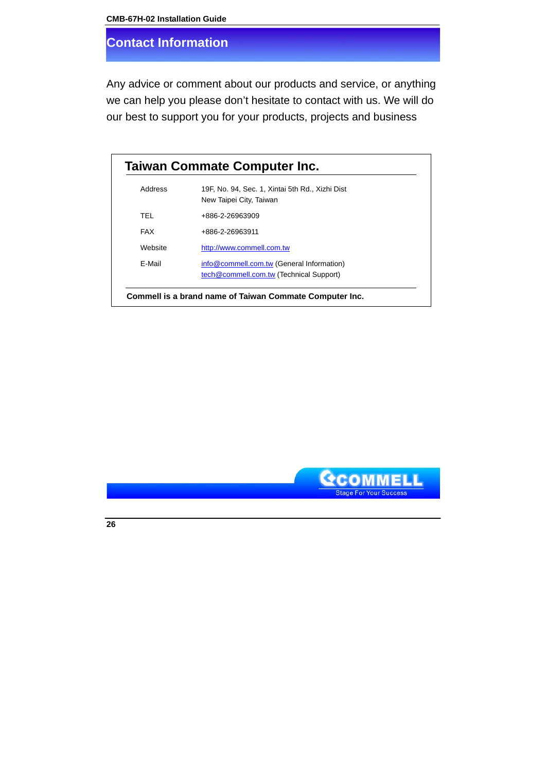# Contact Information

Any advice or comment about our products and service, or anything we can help you please don't hesitate to contact with us. We will do our best to support you for your products, projects and business

## Taiwan Commate Computer Inc.

| | |
|---|---|
| Address | 19F, No. 94, Sec. 1, Xintai 5th Rd., Xizhi Dist<br>New Taipei City, Taiwan |
| TEL | +886-2-26963909 |
| FAX | +886-2-26963911 |
| Website | http://www.commell.com.tw |
| E-Mail | info@commell.com.tw (General Information)<br>tech@commell.com.tw (Technical Support) |

**Commell is a brand name of Taiwan Commate Computer Inc.**

COMMELL
Stage For Your Success